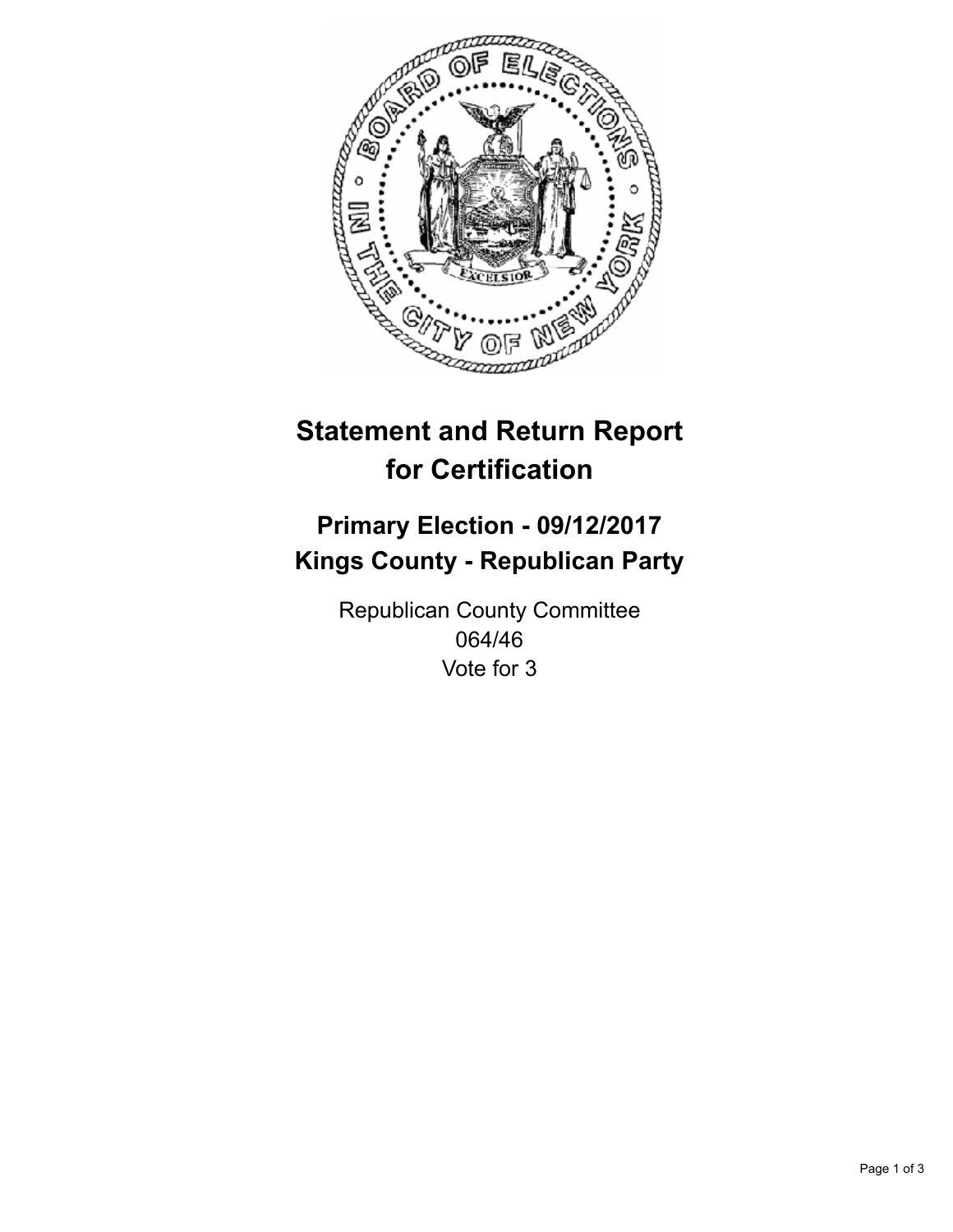# Statement and Return Report for Certification

## Primary Election - 09/12/2017
## Kings County - Republican Party

Republican County Committee
064/46
Vote for 3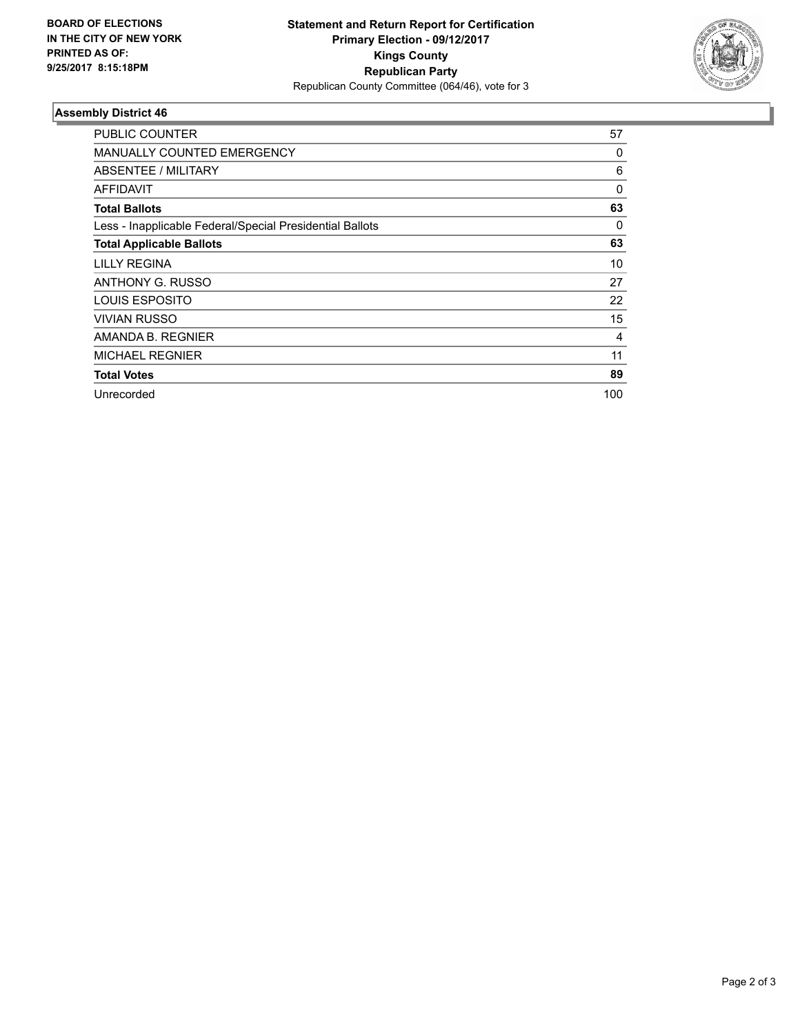**BOARD OF ELECTIONS IN THE CITY OF NEW YORK PRINTED AS OF: 9/25/2017 8:15:18PM**

**Statement and Return Report for Certification**
**Primary Election - 09/12/2017**
**Kings County**
**Republican Party**
Republican County Committee (064/46), vote for 3

### Assembly District 46

| | |
|---|---|
| PUBLIC COUNTER | 57 |
| MANUALLY COUNTED EMERGENCY | 0 |
| ABSENTEE / MILITARY | 6 |
| AFFIDAVIT | 0 |
| **Total Ballots** | **63** |
| Less - Inapplicable Federal/Special Presidential Ballots | 0 |
| **Total Applicable Ballots** | **63** |
| LILLY REGINA | 10 |
| ANTHONY G. RUSSO | 27 |
| LOUIS ESPOSITO | 22 |
| VIVIAN RUSSO | 15 |
| AMANDA B. REGNIER | 4 |
| MICHAEL REGNIER | 11 |
| **Total Votes** | **89** |
| Unrecorded | 100 |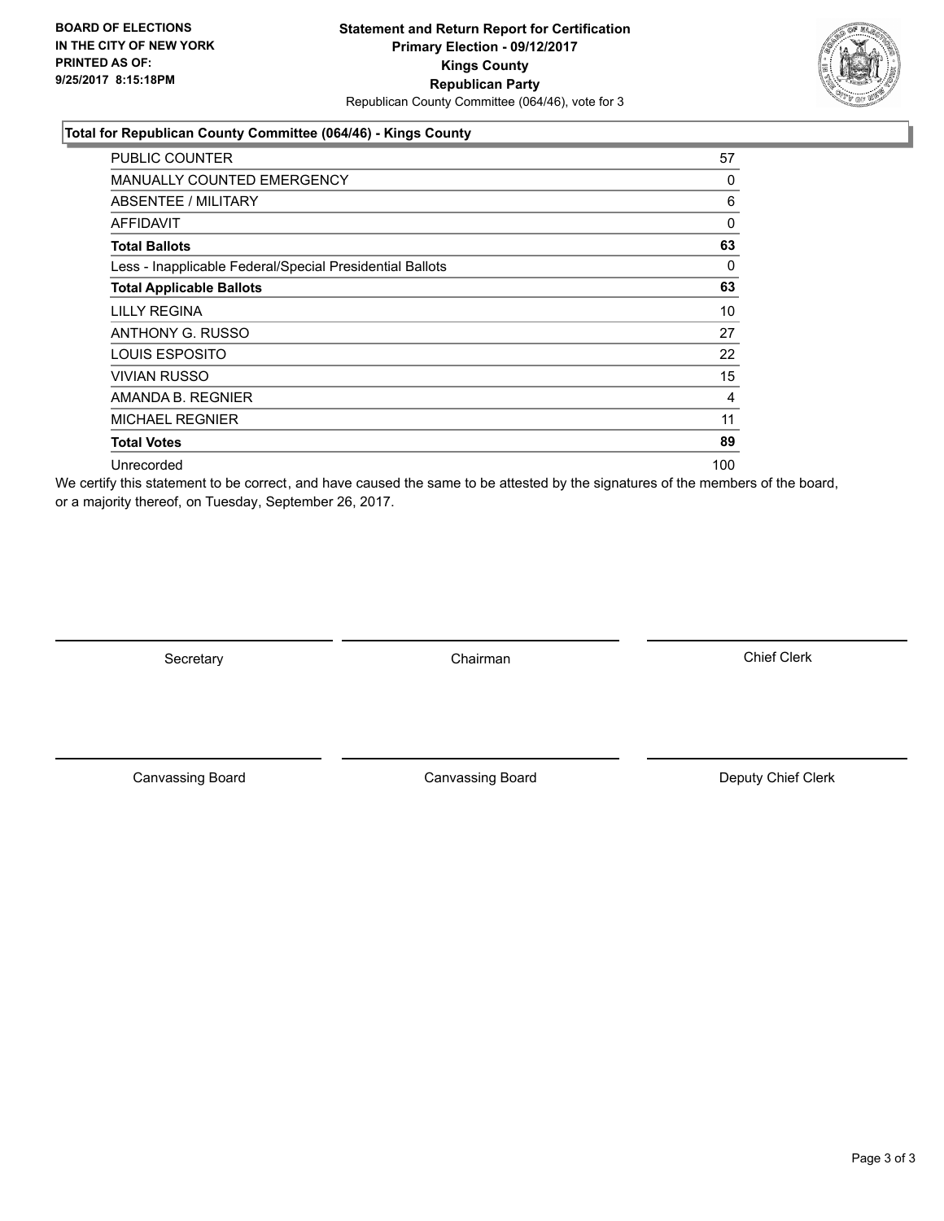**BOARD OF ELECTIONS IN THE CITY OF NEW YORK PRINTED AS OF: 9/25/2017 8:15:18PM**

**Statement and Return Report for Certification**
**Primary Election - 09/12/2017**
**Kings County**
**Republican Party**
Republican County Committee (064/46), vote for 3

### Total for Republican County Committee (064/46) - Kings County

| | |
|---|---|
| PUBLIC COUNTER | 57 |
| MANUALLY COUNTED EMERGENCY | 0 |
| ABSENTEE / MILITARY | 6 |
| AFFIDAVIT | 0 |
| **Total Ballots** | **63** |
| Less - Inapplicable Federal/Special Presidential Ballots | 0 |
| **Total Applicable Ballots** | **63** |
| LILLY REGINA | 10 |
| ANTHONY G. RUSSO | 27 |
| LOUIS ESPOSITO | 22 |
| VIVIAN RUSSO | 15 |
| AMANDA B. REGNIER | 4 |
| MICHAEL REGNIER | 11 |
| **Total Votes** | **89** |
| Unrecorded | 100 |

We certify this statement to be correct, and have caused the same to be attested by the signatures of the members of the board, or a majority thereof, on Tuesday, September 26, 2017.

Secretary

Chairman

Chief Clerk

Canvassing Board

Canvassing Board

Deputy Chief Clerk